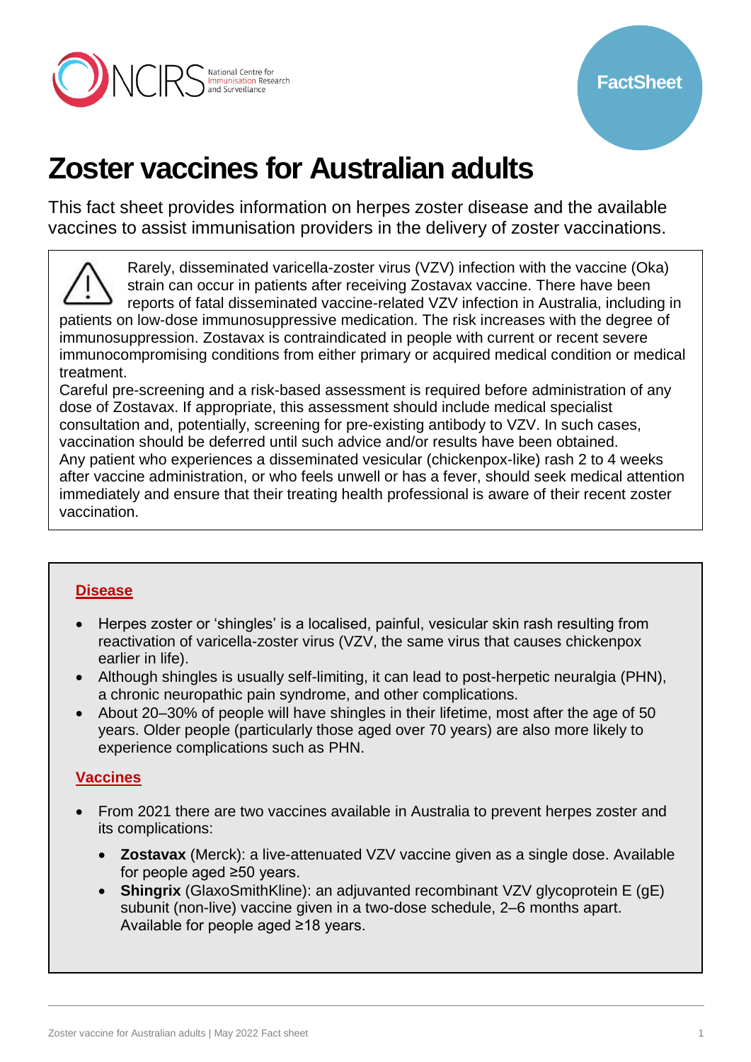# Zoster vaccines for Australian adults

This fact sheet provides information on herpes zoster disease and the available vaccines to assist immunisation providers in the delivery of zoster vaccinations.

> ⚠ Rarely, disseminated varicella-zoster virus (VZV) infection with the vaccine (Oka) strain can occur in patients after receiving Zostavax vaccine. There have been reports of fatal disseminated vaccine-related VZV infection in Australia, including in patients on low-dose immunosuppressive medication. The risk increases with the degree of immunosuppression. Zostavax is contraindicated in people with current or recent severe immunocompromising conditions from either primary or acquired medical condition or medical treatment.
>
> Careful pre-screening and a risk-based assessment is required before administration of any dose of Zostavax. If appropriate, this assessment should include medical specialist consultation and, potentially, screening for pre-existing antibody to VZV. In such cases, vaccination should be deferred until such advice and/or results have been obtained.
>
> Any patient who experiences a disseminated vesicular (chickenpox-like) rash 2 to 4 weeks after vaccine administration, or who feels unwell or has a fever, should seek medical attention immediately and ensure that their treating health professional is aware of their recent zoster vaccination.

## Disease

- Herpes zoster or 'shingles' is a localised, painful, vesicular skin rash resulting from reactivation of varicella-zoster virus (VZV, the same virus that causes chickenpox earlier in life).
- Although shingles is usually self-limiting, it can lead to post-herpetic neuralgia (PHN), a chronic neuropathic pain syndrome, and other complications.
- About 20–30% of people will have shingles in their lifetime, most after the age of 50 years. Older people (particularly those aged over 70 years) are also more likely to experience complications such as PHN.

## Vaccines

- From 2021 there are two vaccines available in Australia to prevent herpes zoster and its complications:
  - **Zostavax** (Merck): a live-attenuated VZV vaccine given as a single dose. Available for people aged ≥50 years.
  - **Shingrix** (GlaxoSmithKline): an adjuvanted recombinant VZV glycoprotein E (gE) subunit (non-live) vaccine given in a two-dose schedule, 2–6 months apart. Available for people aged ≥18 years.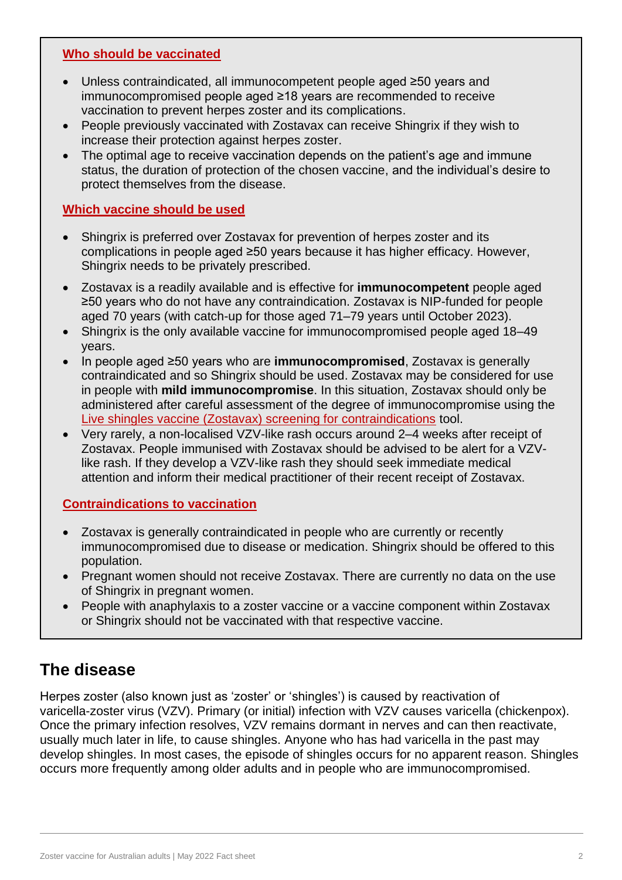### Who should be vaccinated

- Unless contraindicated, all immunocompetent people aged ≥50 years and immunocompromised people aged ≥18 years are recommended to receive vaccination to prevent herpes zoster and its complications.
- People previously vaccinated with Zostavax can receive Shingrix if they wish to increase their protection against herpes zoster.
- The optimal age to receive vaccination depends on the patient's age and immune status, the duration of protection of the chosen vaccine, and the individual's desire to protect themselves from the disease.

### Which vaccine should be used

- Shingrix is preferred over Zostavax for prevention of herpes zoster and its complications in people aged ≥50 years because it has higher efficacy. However, Shingrix needs to be privately prescribed.
- Zostavax is a readily available and is effective for **immunocompetent** people aged ≥50 years who do not have any contraindication. Zostavax is NIP-funded for people aged 70 years (with catch-up for those aged 71–79 years until October 2023).
- Shingrix is the only available vaccine for immunocompromised people aged 18–49 years.
- In people aged ≥50 years who are **immunocompromised**, Zostavax is generally contraindicated and so Shingrix should be used. Zostavax may be considered for use in people with **mild immunocompromise**. In this situation, Zostavax should only be administered after careful assessment of the degree of immunocompromise using the Live shingles vaccine (Zostavax) screening for contraindications tool.
- Very rarely, a non-localised VZV-like rash occurs around 2–4 weeks after receipt of Zostavax. People immunised with Zostavax should be advised to be alert for a VZV-like rash. If they develop a VZV-like rash they should seek immediate medical attention and inform their medical practitioner of their recent receipt of Zostavax.

### Contraindications to vaccination

- Zostavax is generally contraindicated in people who are currently or recently immunocompromised due to disease or medication. Shingrix should be offered to this population.
- Pregnant women should not receive Zostavax. There are currently no data on the use of Shingrix in pregnant women.
- People with anaphylaxis to a zoster vaccine or a vaccine component within Zostavax or Shingrix should not be vaccinated with that respective vaccine.

## The disease

Herpes zoster (also known just as 'zoster' or 'shingles') is caused by reactivation of varicella-zoster virus (VZV). Primary (or initial) infection with VZV causes varicella (chickenpox). Once the primary infection resolves, VZV remains dormant in nerves and can then reactivate, usually much later in life, to cause shingles. Anyone who has had varicella in the past may develop shingles. In most cases, the episode of shingles occurs for no apparent reason. Shingles occurs more frequently among older adults and in people who are immunocompromised.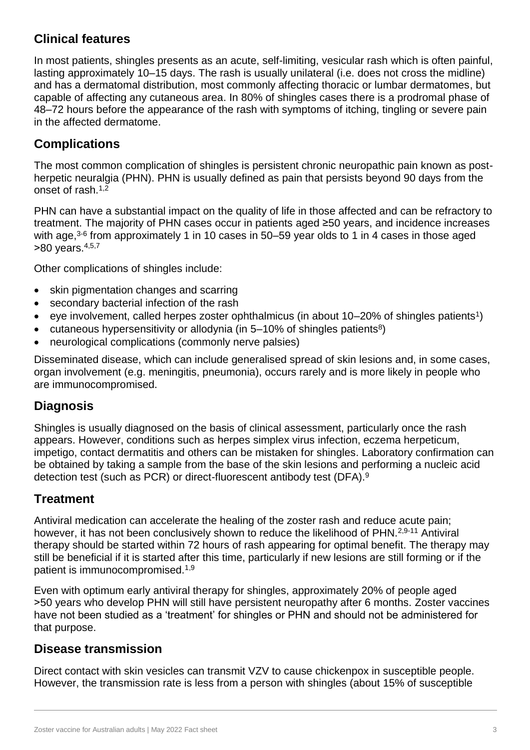## Clinical features

In most patients, shingles presents as an acute, self-limiting, vesicular rash which is often painful, lasting approximately 10–15 days. The rash is usually unilateral (i.e. does not cross the midline) and has a dermatomal distribution, most commonly affecting thoracic or lumbar dermatomes, but capable of affecting any cutaneous area. In 80% of shingles cases there is a prodromal phase of 48–72 hours before the appearance of the rash with symptoms of itching, tingling or severe pain in the affected dermatome.

## Complications

The most common complication of shingles is persistent chronic neuropathic pain known as post-herpetic neuralgia (PHN). PHN is usually defined as pain that persists beyond 90 days from the onset of rash.[1,2]

PHN can have a substantial impact on the quality of life in those affected and can be refractory to treatment. The majority of PHN cases occur in patients aged ≥50 years, and incidence increases with age,[3-6] from approximately 1 in 10 cases in 50–59 year olds to 1 in 4 cases in those aged >80 years.[4,5,7]

Other complications of shingles include:

- skin pigmentation changes and scarring
- secondary bacterial infection of the rash
- eye involvement, called herpes zoster ophthalmicus (in about 10–20% of shingles patients[1])
- cutaneous hypersensitivity or allodynia (in 5–10% of shingles patients[8])
- neurological complications (commonly nerve palsies)

Disseminated disease, which can include generalised spread of skin lesions and, in some cases, organ involvement (e.g. meningitis, pneumonia), occurs rarely and is more likely in people who are immunocompromised.

## Diagnosis

Shingles is usually diagnosed on the basis of clinical assessment, particularly once the rash appears. However, conditions such as herpes simplex virus infection, eczema herpeticum, impetigo, contact dermatitis and others can be mistaken for shingles. Laboratory confirmation can be obtained by taking a sample from the base of the skin lesions and performing a nucleic acid detection test (such as PCR) or direct-fluorescent antibody test (DFA).[9]

## Treatment

Antiviral medication can accelerate the healing of the zoster rash and reduce acute pain; however, it has not been conclusively shown to reduce the likelihood of PHN.[2,9-11] Antiviral therapy should be started within 72 hours of rash appearing for optimal benefit. The therapy may still be beneficial if it is started after this time, particularly if new lesions are still forming or if the patient is immunocompromised.[1,9]

Even with optimum early antiviral therapy for shingles, approximately 20% of people aged >50 years who develop PHN will still have persistent neuropathy after 6 months. Zoster vaccines have not been studied as a 'treatment' for shingles or PHN and should not be administered for that purpose.

## Disease transmission

Direct contact with skin vesicles can transmit VZV to cause chickenpox in susceptible people. However, the transmission rate is less from a person with shingles (about 15% of susceptible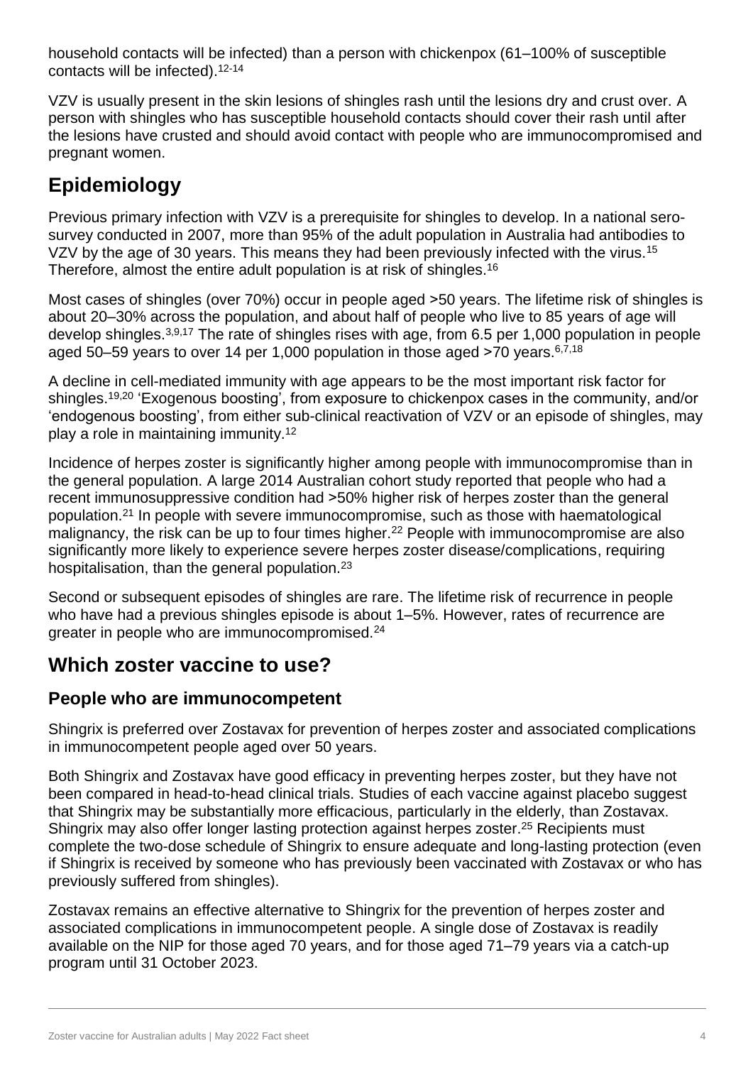household contacts will be infected) than a person with chickenpox (61–100% of susceptible contacts will be infected).[12-14]

VZV is usually present in the skin lesions of shingles rash until the lesions dry and crust over. A person with shingles who has susceptible household contacts should cover their rash until after the lesions have crusted and should avoid contact with people who are immunocompromised and pregnant women.

# Epidemiology

Previous primary infection with VZV is a prerequisite for shingles to develop. In a national sero-survey conducted in 2007, more than 95% of the adult population in Australia had antibodies to VZV by the age of 30 years. This means they had been previously infected with the virus.[15] Therefore, almost the entire adult population is at risk of shingles.[16]

Most cases of shingles (over 70%) occur in people aged >50 years. The lifetime risk of shingles is about 20–30% across the population, and about half of people who live to 85 years of age will develop shingles.[3,9,17] The rate of shingles rises with age, from 6.5 per 1,000 population in people aged 50–59 years to over 14 per 1,000 population in those aged >70 years.[6,7,18]

A decline in cell-mediated immunity with age appears to be the most important risk factor for shingles.[19,20] 'Exogenous boosting', from exposure to chickenpox cases in the community, and/or 'endogenous boosting', from either sub-clinical reactivation of VZV or an episode of shingles, may play a role in maintaining immunity.[12]

Incidence of herpes zoster is significantly higher among people with immunocompromise than in the general population. A large 2014 Australian cohort study reported that people who had a recent immunosuppressive condition had >50% higher risk of herpes zoster than the general population.[21] In people with severe immunocompromise, such as those with haematological malignancy, the risk can be up to four times higher.[22] People with immunocompromise are also significantly more likely to experience severe herpes zoster disease/complications, requiring hospitalisation, than the general population.[23]

Second or subsequent episodes of shingles are rare. The lifetime risk of recurrence in people who have had a previous shingles episode is about 1–5%. However, rates of recurrence are greater in people who are immunocompromised.[24]

# Which zoster vaccine to use?

## People who are immunocompetent

Shingrix is preferred over Zostavax for prevention of herpes zoster and associated complications in immunocompetent people aged over 50 years.

Both Shingrix and Zostavax have good efficacy in preventing herpes zoster, but they have not been compared in head-to-head clinical trials. Studies of each vaccine against placebo suggest that Shingrix may be substantially more efficacious, particularly in the elderly, than Zostavax. Shingrix may also offer longer lasting protection against herpes zoster.[25] Recipients must complete the two-dose schedule of Shingrix to ensure adequate and long-lasting protection (even if Shingrix is received by someone who has previously been vaccinated with Zostavax or who has previously suffered from shingles).

Zostavax remains an effective alternative to Shingrix for the prevention of herpes zoster and associated complications in immunocompetent people. A single dose of Zostavax is readily available on the NIP for those aged 70 years, and for those aged 71–79 years via a catch-up program until 31 October 2023.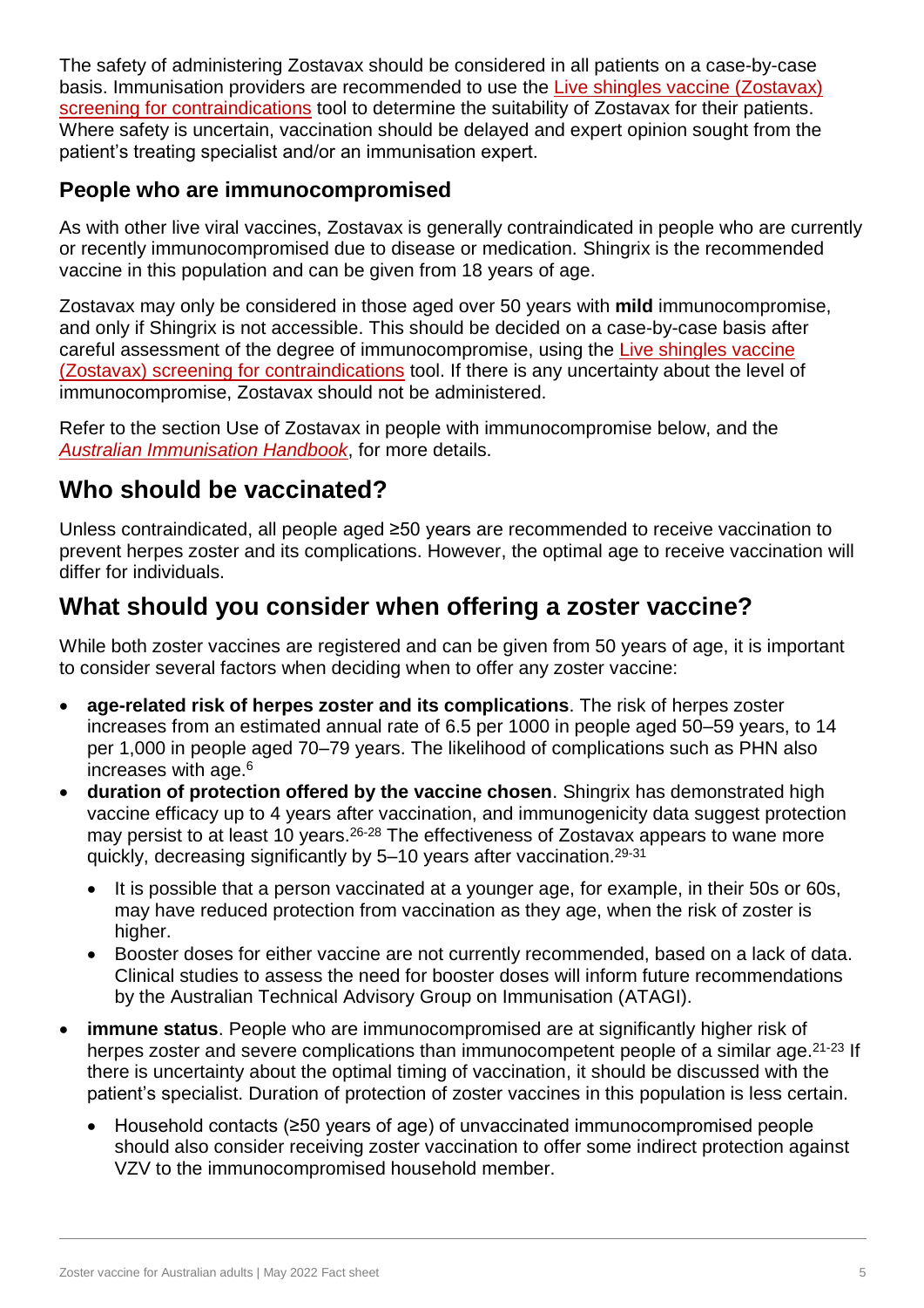The safety of administering Zostavax should be considered in all patients on a case-by-case basis. Immunisation providers are recommended to use the Live shingles vaccine (Zostavax) screening for contraindications tool to determine the suitability of Zostavax for their patients. Where safety is uncertain, vaccination should be delayed and expert opinion sought from the patient's treating specialist and/or an immunisation expert.

### People who are immunocompromised

As with other live viral vaccines, Zostavax is generally contraindicated in people who are currently or recently immunocompromised due to disease or medication. Shingrix is the recommended vaccine in this population and can be given from 18 years of age.

Zostavax may only be considered in those aged over 50 years with **mild** immunocompromise, and only if Shingrix is not accessible. This should be decided on a case-by-case basis after careful assessment of the degree of immunocompromise, using the Live shingles vaccine (Zostavax) screening for contraindications tool. If there is any uncertainty about the level of immunocompromise, Zostavax should not be administered.

Refer to the section Use of Zostavax in people with immunocompromise below, and the *Australian Immunisation Handbook*, for more details.

## Who should be vaccinated?

Unless contraindicated, all people aged ≥50 years are recommended to receive vaccination to prevent herpes zoster and its complications. However, the optimal age to receive vaccination will differ for individuals.

## What should you consider when offering a zoster vaccine?

While both zoster vaccines are registered and can be given from 50 years of age, it is important to consider several factors when deciding when to offer any zoster vaccine:

- **age-related risk of herpes zoster and its complications**. The risk of herpes zoster increases from an estimated annual rate of 6.5 per 1000 in people aged 50–59 years, to 14 per 1,000 in people aged 70–79 years. The likelihood of complications such as PHN also increases with age.[6]
- **duration of protection offered by the vaccine chosen**. Shingrix has demonstrated high vaccine efficacy up to 4 years after vaccination, and immunogenicity data suggest protection may persist to at least 10 years.[26-28] The effectiveness of Zostavax appears to wane more quickly, decreasing significantly by 5–10 years after vaccination.[29-31]
  - It is possible that a person vaccinated at a younger age, for example, in their 50s or 60s, may have reduced protection from vaccination as they age, when the risk of zoster is higher.
  - Booster doses for either vaccine are not currently recommended, based on a lack of data. Clinical studies to assess the need for booster doses will inform future recommendations by the Australian Technical Advisory Group on Immunisation (ATAGI).
- **immune status**. People who are immunocompromised are at significantly higher risk of herpes zoster and severe complications than immunocompetent people of a similar age.[21-23] If there is uncertainty about the optimal timing of vaccination, it should be discussed with the patient's specialist. Duration of protection of zoster vaccines in this population is less certain.
  - Household contacts (≥50 years of age) of unvaccinated immunocompromised people should also consider receiving zoster vaccination to offer some indirect protection against VZV to the immunocompromised household member.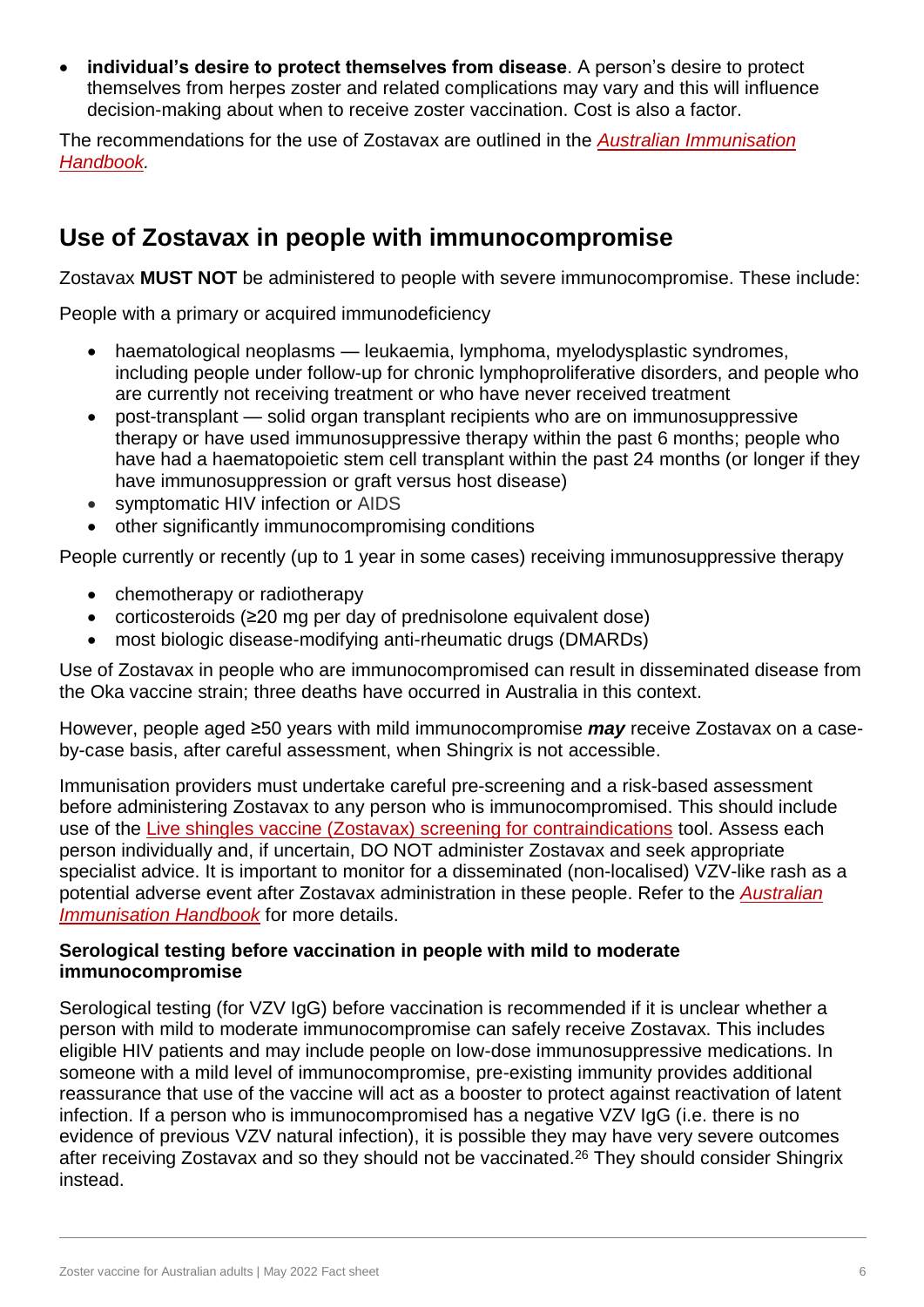- **individual's desire to protect themselves from disease**. A person's desire to protect themselves from herpes zoster and related complications may vary and this will influence decision-making about when to receive zoster vaccination. Cost is also a factor.

The recommendations for the use of Zostavax are outlined in the *Australian Immunisation Handbook.*

## Use of Zostavax in people with immunocompromise

Zostavax **MUST NOT** be administered to people with severe immunocompromise. These include:

People with a primary or acquired immunodeficiency

- haematological neoplasms — leukaemia, lymphoma, myelodysplastic syndromes, including people under follow-up for chronic lymphoproliferative disorders, and people who are currently not receiving treatment or who have never received treatment
- post-transplant — solid organ transplant recipients who are on immunosuppressive therapy or have used immunosuppressive therapy within the past 6 months; people who have had a haematopoietic stem cell transplant within the past 24 months (or longer if they have immunosuppression or graft versus host disease)
- symptomatic HIV infection or AIDS
- other significantly immunocompromising conditions

People currently or recently (up to 1 year in some cases) receiving immunosuppressive therapy

- chemotherapy or radiotherapy
- corticosteroids (≥20 mg per day of prednisolone equivalent dose)
- most biologic disease-modifying anti-rheumatic drugs (DMARDs)

Use of Zostavax in people who are immunocompromised can result in disseminated disease from the Oka vaccine strain; three deaths have occurred in Australia in this context.

However, people aged ≥50 years with mild immunocompromise ***may*** receive Zostavax on a case-by-case basis, after careful assessment, when Shingrix is not accessible.

Immunisation providers must undertake careful pre-screening and a risk-based assessment before administering Zostavax to any person who is immunocompromised. This should include use of the Live shingles vaccine (Zostavax) screening for contraindications tool. Assess each person individually and, if uncertain, DO NOT administer Zostavax and seek appropriate specialist advice. It is important to monitor for a disseminated (non-localised) VZV-like rash as a potential adverse event after Zostavax administration in these people. Refer to the *Australian Immunisation Handbook* for more details.

#### Serological testing before vaccination in people with mild to moderate immunocompromise

Serological testing (for VZV IgG) before vaccination is recommended if it is unclear whether a person with mild to moderate immunocompromise can safely receive Zostavax. This includes eligible HIV patients and may include people on low-dose immunosuppressive medications. In someone with a mild level of immunocompromise, pre-existing immunity provides additional reassurance that use of the vaccine will act as a booster to protect against reactivation of latent infection. If a person who is immunocompromised has a negative VZV IgG (i.e. there is no evidence of previous VZV natural infection), it is possible they may have very severe outcomes after receiving Zostavax and so they should not be vaccinated.[26] They should consider Shingrix instead.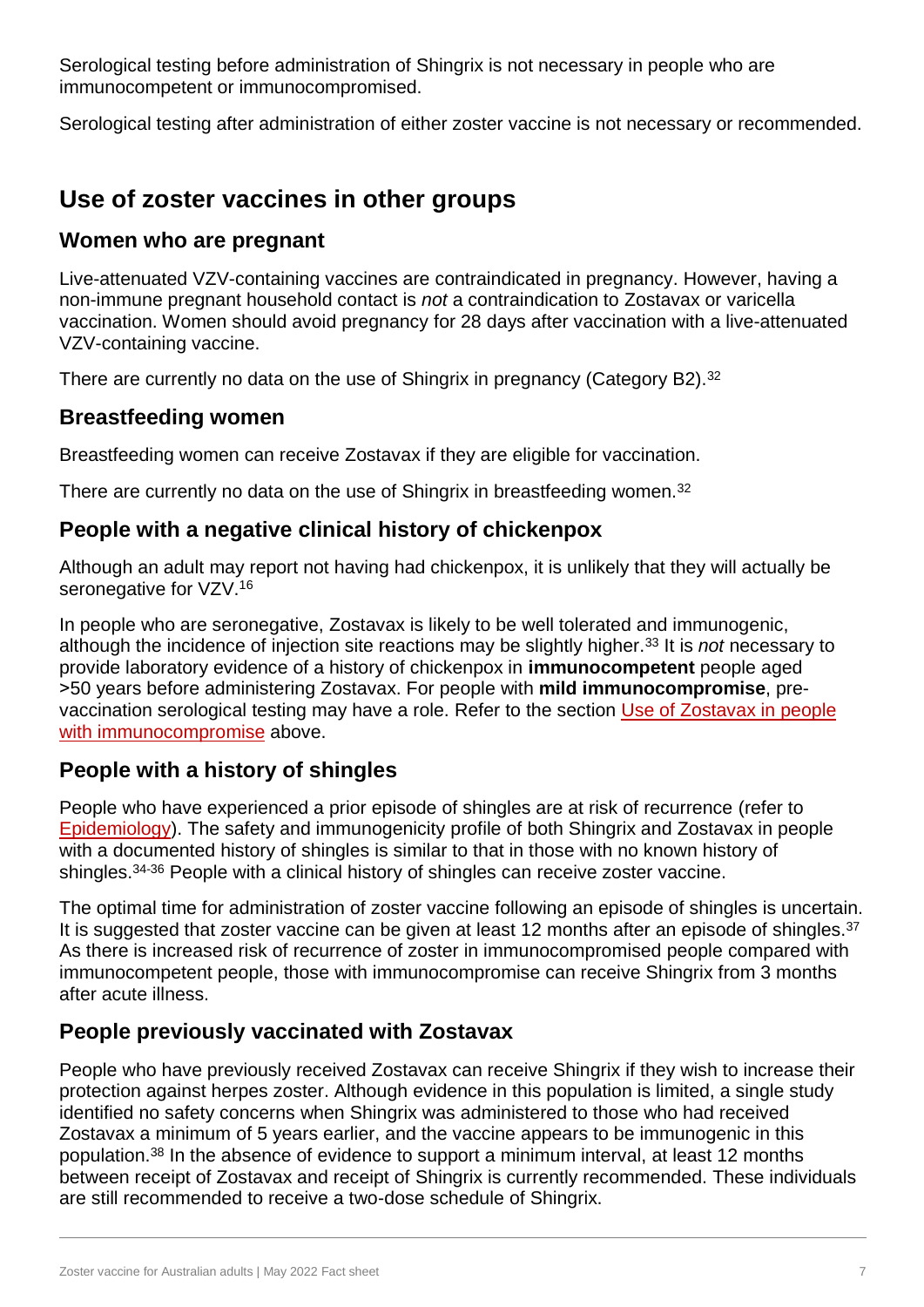Serological testing before administration of Shingrix is not necessary in people who are immunocompetent or immunocompromised.

Serological testing after administration of either zoster vaccine is not necessary or recommended.

## Use of zoster vaccines in other groups

### Women who are pregnant

Live-attenuated VZV-containing vaccines are contraindicated in pregnancy. However, having a non-immune pregnant household contact is *not* a contraindication to Zostavax or varicella vaccination. Women should avoid pregnancy for 28 days after vaccination with a live-attenuated VZV-containing vaccine.

There are currently no data on the use of Shingrix in pregnancy (Category B2).[32]

### Breastfeeding women

Breastfeeding women can receive Zostavax if they are eligible for vaccination.

There are currently no data on the use of Shingrix in breastfeeding women.[32]

### People with a negative clinical history of chickenpox

Although an adult may report not having had chickenpox, it is unlikely that they will actually be seronegative for VZV.[16]

In people who are seronegative, Zostavax is likely to be well tolerated and immunogenic, although the incidence of injection site reactions may be slightly higher.[33] It is *not* necessary to provide laboratory evidence of a history of chickenpox in **immunocompetent** people aged >50 years before administering Zostavax. For people with **mild immunocompromise**, pre-vaccination serological testing may have a role. Refer to the section Use of Zostavax in people with immunocompromise above.

### People with a history of shingles

People who have experienced a prior episode of shingles are at risk of recurrence (refer to Epidemiology). The safety and immunogenicity profile of both Shingrix and Zostavax in people with a documented history of shingles is similar to that in those with no known history of shingles.[34-36] People with a clinical history of shingles can receive zoster vaccine.

The optimal time for administration of zoster vaccine following an episode of shingles is uncertain. It is suggested that zoster vaccine can be given at least 12 months after an episode of shingles.[37] As there is increased risk of recurrence of zoster in immunocompromised people compared with immunocompetent people, those with immunocompromise can receive Shingrix from 3 months after acute illness.

### People previously vaccinated with Zostavax

People who have previously received Zostavax can receive Shingrix if they wish to increase their protection against herpes zoster. Although evidence in this population is limited, a single study identified no safety concerns when Shingrix was administered to those who had received Zostavax a minimum of 5 years earlier, and the vaccine appears to be immunogenic in this population.[38] In the absence of evidence to support a minimum interval, at least 12 months between receipt of Zostavax and receipt of Shingrix is currently recommended. These individuals are still recommended to receive a two-dose schedule of Shingrix.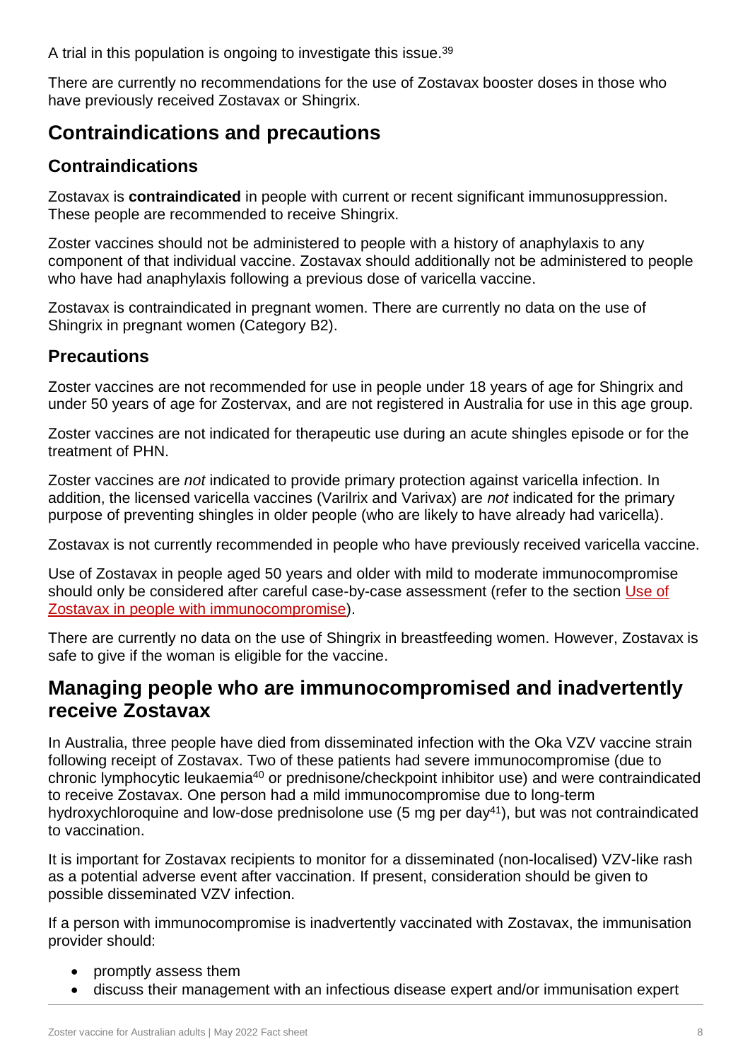A trial in this population is ongoing to investigate this issue.[39]

There are currently no recommendations for the use of Zostavax booster doses in those who have previously received Zostavax or Shingrix.

## Contraindications and precautions

### Contraindications

Zostavax is **contraindicated** in people with current or recent significant immunosuppression. These people are recommended to receive Shingrix.

Zoster vaccines should not be administered to people with a history of anaphylaxis to any component of that individual vaccine. Zostavax should additionally not be administered to people who have had anaphylaxis following a previous dose of varicella vaccine.

Zostavax is contraindicated in pregnant women. There are currently no data on the use of Shingrix in pregnant women (Category B2).

### Precautions

Zoster vaccines are not recommended for use in people under 18 years of age for Shingrix and under 50 years of age for Zostervax, and are not registered in Australia for use in this age group.

Zoster vaccines are not indicated for therapeutic use during an acute shingles episode or for the treatment of PHN.

Zoster vaccines are *not* indicated to provide primary protection against varicella infection. In addition, the licensed varicella vaccines (Varilrix and Varivax) are *not* indicated for the primary purpose of preventing shingles in older people (who are likely to have already had varicella).

Zostavax is not currently recommended in people who have previously received varicella vaccine.

Use of Zostavax in people aged 50 years and older with mild to moderate immunocompromise should only be considered after careful case-by-case assessment (refer to the section Use of Zostavax in people with immunocompromise).

There are currently no data on the use of Shingrix in breastfeeding women. However, Zostavax is safe to give if the woman is eligible for the vaccine.

## Managing people who are immunocompromised and inadvertently receive Zostavax

In Australia, three people have died from disseminated infection with the Oka VZV vaccine strain following receipt of Zostavax. Two of these patients had severe immunocompromise (due to chronic lymphocytic leukaemia[40] or prednisone/checkpoint inhibitor use) and were contraindicated to receive Zostavax. One person had a mild immunocompromise due to long-term hydroxychloroquine and low-dose prednisolone use (5 mg per day[41]), but was not contraindicated to vaccination.

It is important for Zostavax recipients to monitor for a disseminated (non-localised) VZV-like rash as a potential adverse event after vaccination. If present, consideration should be given to possible disseminated VZV infection.

If a person with immunocompromise is inadvertently vaccinated with Zostavax, the immunisation provider should:

- promptly assess them
- discuss their management with an infectious disease expert and/or immunisation expert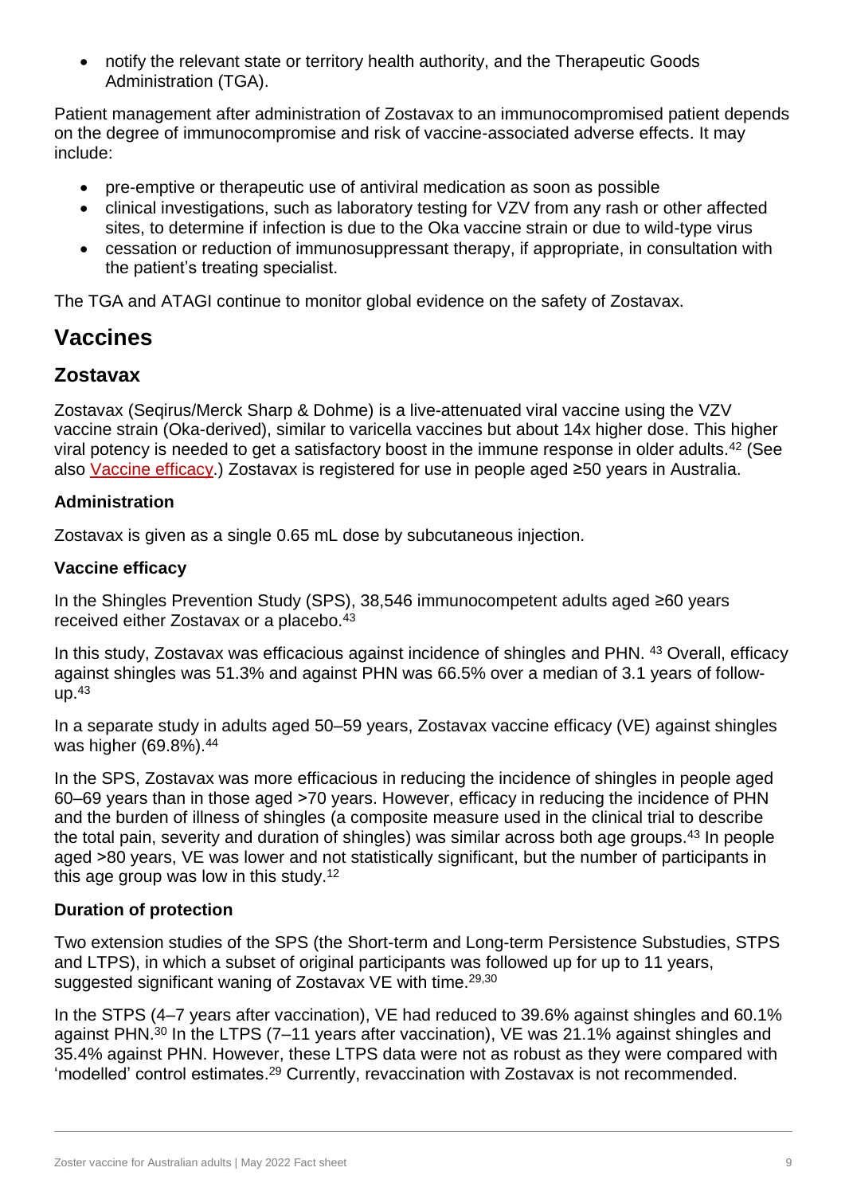- notify the relevant state or territory health authority, and the Therapeutic Goods Administration (TGA).

Patient management after administration of Zostavax to an immunocompromised patient depends on the degree of immunocompromise and risk of vaccine-associated adverse effects. It may include:

- pre-emptive or therapeutic use of antiviral medication as soon as possible
- clinical investigations, such as laboratory testing for VZV from any rash or other affected sites, to determine if infection is due to the Oka vaccine strain or due to wild-type virus
- cessation or reduction of immunosuppressant therapy, if appropriate, in consultation with the patient's treating specialist.

The TGA and ATAGI continue to monitor global evidence on the safety of Zostavax.

# Vaccines

## Zostavax

Zostavax (Seqirus/Merck Sharp & Dohme) is a live-attenuated viral vaccine using the VZV vaccine strain (Oka-derived), similar to varicella vaccines but about 14x higher dose. This higher viral potency is needed to get a satisfactory boost in the immune response in older adults.[42] (See also Vaccine efficacy.) Zostavax is registered for use in people aged ≥50 years in Australia.

### Administration

Zostavax is given as a single 0.65 mL dose by subcutaneous injection.

### Vaccine efficacy

In the Shingles Prevention Study (SPS), 38,546 immunocompetent adults aged ≥60 years received either Zostavax or a placebo.[43]

In this study, Zostavax was efficacious against incidence of shingles and PHN. [43] Overall, efficacy against shingles was 51.3% and against PHN was 66.5% over a median of 3.1 years of follow-up.[43]

In a separate study in adults aged 50–59 years, Zostavax vaccine efficacy (VE) against shingles was higher (69.8%).[44]

In the SPS, Zostavax was more efficacious in reducing the incidence of shingles in people aged 60–69 years than in those aged >70 years. However, efficacy in reducing the incidence of PHN and the burden of illness of shingles (a composite measure used in the clinical trial to describe the total pain, severity and duration of shingles) was similar across both age groups.[43] In people aged >80 years, VE was lower and not statistically significant, but the number of participants in this age group was low in this study.[12]

### Duration of protection

Two extension studies of the SPS (the Short-term and Long-term Persistence Substudies, STPS and LTPS), in which a subset of original participants was followed up for up to 11 years, suggested significant waning of Zostavax VE with time.[29,30]

In the STPS (4–7 years after vaccination), VE had reduced to 39.6% against shingles and 60.1% against PHN.[30] In the LTPS (7–11 years after vaccination), VE was 21.1% against shingles and 35.4% against PHN. However, these LTPS data were not as robust as they were compared with 'modelled' control estimates.[29] Currently, revaccination with Zostavax is not recommended.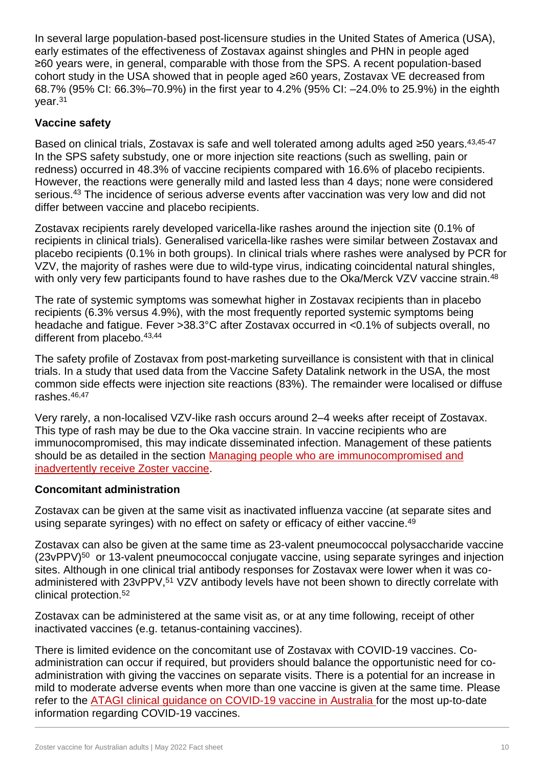In several large population-based post-licensure studies in the United States of America (USA), early estimates of the effectiveness of Zostavax against shingles and PHN in people aged ≥60 years were, in general, comparable with those from the SPS. A recent population-based cohort study in the USA showed that in people aged ≥60 years, Zostavax VE decreased from 68.7% (95% CI: 66.3%–70.9%) in the first year to 4.2% (95% CI: –24.0% to 25.9%) in the eighth year.[31]

### Vaccine safety

Based on clinical trials, Zostavax is safe and well tolerated among adults aged ≥50 years.[43,45-47] In the SPS safety substudy, one or more injection site reactions (such as swelling, pain or redness) occurred in 48.3% of vaccine recipients compared with 16.6% of placebo recipients. However, the reactions were generally mild and lasted less than 4 days; none were considered serious.[43] The incidence of serious adverse events after vaccination was very low and did not differ between vaccine and placebo recipients.

Zostavax recipients rarely developed varicella-like rashes around the injection site (0.1% of recipients in clinical trials). Generalised varicella-like rashes were similar between Zostavax and placebo recipients (0.1% in both groups). In clinical trials where rashes were analysed by PCR for VZV, the majority of rashes were due to wild-type virus, indicating coincidental natural shingles, with only very few participants found to have rashes due to the Oka/Merck VZV vaccine strain.[48]

The rate of systemic symptoms was somewhat higher in Zostavax recipients than in placebo recipients (6.3% versus 4.9%), with the most frequently reported systemic symptoms being headache and fatigue. Fever >38.3°C after Zostavax occurred in <0.1% of subjects overall, no different from placebo.[43,44]

The safety profile of Zostavax from post-marketing surveillance is consistent with that in clinical trials. In a study that used data from the Vaccine Safety Datalink network in the USA, the most common side effects were injection site reactions (83%). The remainder were localised or diffuse rashes.[46,47]

Very rarely, a non-localised VZV-like rash occurs around 2–4 weeks after receipt of Zostavax. This type of rash may be due to the Oka vaccine strain. In vaccine recipients who are immunocompromised, this may indicate disseminated infection. Management of these patients should be as detailed in the section Managing people who are immunocompromised and inadvertently receive Zoster vaccine.

### Concomitant administration

Zostavax can be given at the same visit as inactivated influenza vaccine (at separate sites and using separate syringes) with no effect on safety or efficacy of either vaccine.[49]

Zostavax can also be given at the same time as 23-valent pneumococcal polysaccharide vaccine (23vPPV)[50] or 13-valent pneumococcal conjugate vaccine, using separate syringes and injection sites. Although in one clinical trial antibody responses for Zostavax were lower when it was co-administered with 23vPPV,[51] VZV antibody levels have not been shown to directly correlate with clinical protection.[52]

Zostavax can be administered at the same visit as, or at any time following, receipt of other inactivated vaccines (e.g. tetanus-containing vaccines).

There is limited evidence on the concomitant use of Zostavax with COVID-19 vaccines. Co-administration can occur if required, but providers should balance the opportunistic need for co-administration with giving the vaccines on separate visits. There is a potential for an increase in mild to moderate adverse events when more than one vaccine is given at the same time. Please refer to the ATAGI clinical guidance on COVID-19 vaccine in Australia for the most up-to-date information regarding COVID-19 vaccines.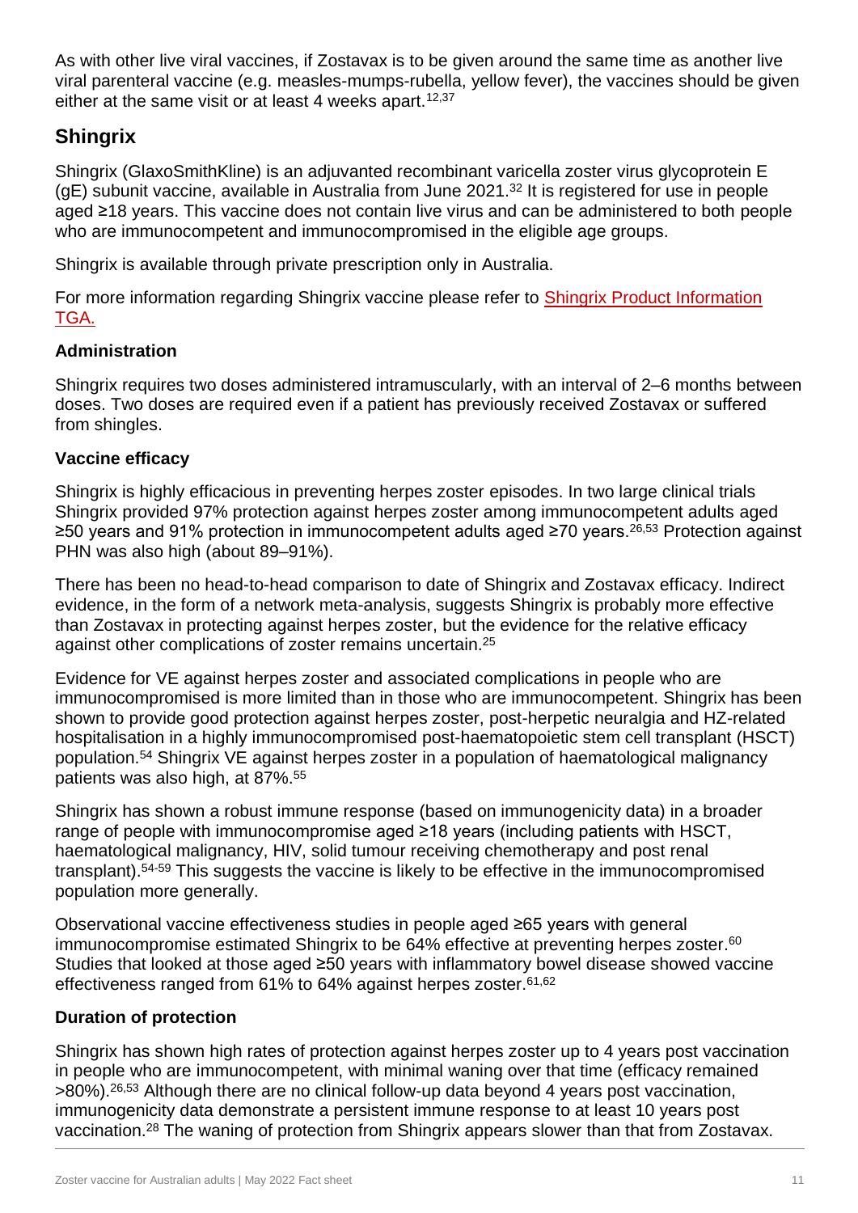As with other live viral vaccines, if Zostavax is to be given around the same time as another live viral parenteral vaccine (e.g. measles-mumps-rubella, yellow fever), the vaccines should be given either at the same visit or at least 4 weeks apart.[12,37]

## Shingrix

Shingrix (GlaxoSmithKline) is an adjuvanted recombinant varicella zoster virus glycoprotein E (gE) subunit vaccine, available in Australia from June 2021.[32] It is registered for use in people aged ≥18 years. This vaccine does not contain live virus and can be administered to both people who are immunocompetent and immunocompromised in the eligible age groups.

Shingrix is available through private prescription only in Australia.

For more information regarding Shingrix vaccine please refer to Shingrix Product Information TGA.

### Administration

Shingrix requires two doses administered intramuscularly, with an interval of 2–6 months between doses. Two doses are required even if a patient has previously received Zostavax or suffered from shingles.

### Vaccine efficacy

Shingrix is highly efficacious in preventing herpes zoster episodes. In two large clinical trials Shingrix provided 97% protection against herpes zoster among immunocompetent adults aged ≥50 years and 91% protection in immunocompetent adults aged ≥70 years.[26,53] Protection against PHN was also high (about 89–91%).

There has been no head-to-head comparison to date of Shingrix and Zostavax efficacy. Indirect evidence, in the form of a network meta-analysis, suggests Shingrix is probably more effective than Zostavax in protecting against herpes zoster, but the evidence for the relative efficacy against other complications of zoster remains uncertain.[25]

Evidence for VE against herpes zoster and associated complications in people who are immunocompromised is more limited than in those who are immunocompetent. Shingrix has been shown to provide good protection against herpes zoster, post-herpetic neuralgia and HZ-related hospitalisation in a highly immunocompromised post-haematopoietic stem cell transplant (HSCT) population.[54] Shingrix VE against herpes zoster in a population of haematological malignancy patients was also high, at 87%.[55]

Shingrix has shown a robust immune response (based on immunogenicity data) in a broader range of people with immunocompromise aged ≥18 years (including patients with HSCT, haematological malignancy, HIV, solid tumour receiving chemotherapy and post renal transplant).[54-59] This suggests the vaccine is likely to be effective in the immunocompromised population more generally.

Observational vaccine effectiveness studies in people aged ≥65 years with general immunocompromise estimated Shingrix to be 64% effective at preventing herpes zoster.[60] Studies that looked at those aged ≥50 years with inflammatory bowel disease showed vaccine effectiveness ranged from 61% to 64% against herpes zoster.[61,62]

### Duration of protection

Shingrix has shown high rates of protection against herpes zoster up to 4 years post vaccination in people who are immunocompetent, with minimal waning over that time (efficacy remained >80%).[26,53] Although there are no clinical follow-up data beyond 4 years post vaccination, immunogenicity data demonstrate a persistent immune response to at least 10 years post vaccination.[28] The waning of protection from Shingrix appears slower than that from Zostavax.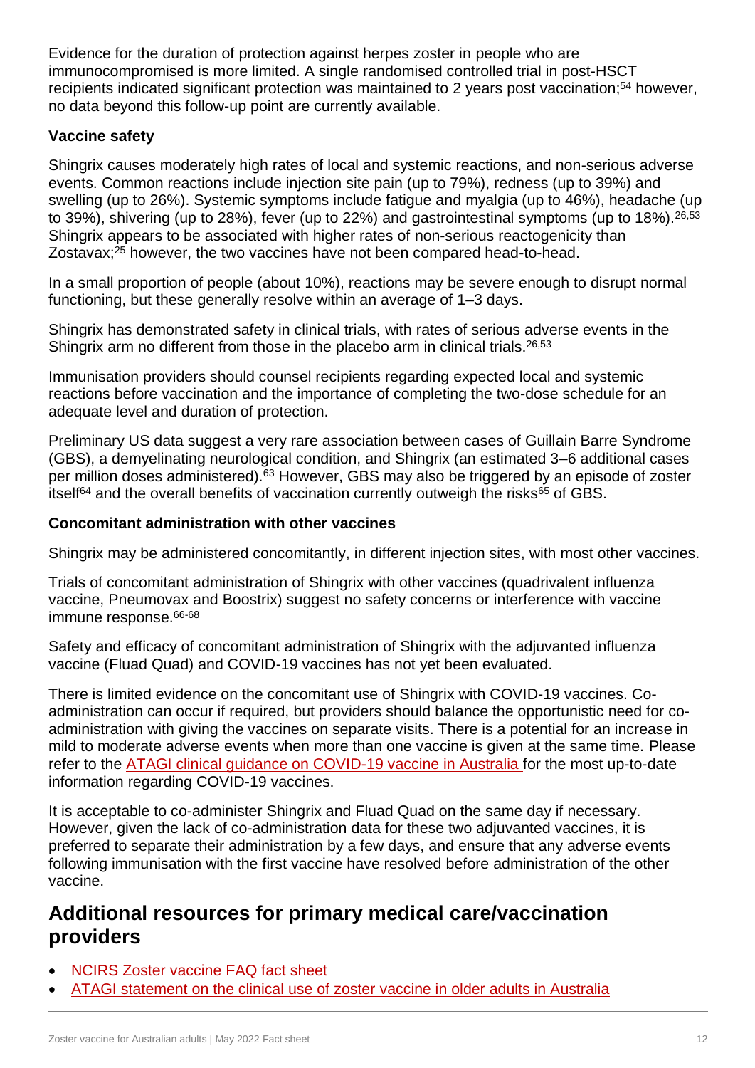Evidence for the duration of protection against herpes zoster in people who are immunocompromised is more limited. A single randomised controlled trial in post-HSCT recipients indicated significant protection was maintained to 2 years post vaccination;[54] however, no data beyond this follow-up point are currently available.

**Vaccine safety**

Shingrix causes moderately high rates of local and systemic reactions, and non-serious adverse events. Common reactions include injection site pain (up to 79%), redness (up to 39%) and swelling (up to 26%). Systemic symptoms include fatigue and myalgia (up to 46%), headache (up to 39%), shivering (up to 28%), fever (up to 22%) and gastrointestinal symptoms (up to 18%).[26,53] Shingrix appears to be associated with higher rates of non-serious reactogenicity than Zostavax;[25] however, the two vaccines have not been compared head-to-head.

In a small proportion of people (about 10%), reactions may be severe enough to disrupt normal functioning, but these generally resolve within an average of 1–3 days.

Shingrix has demonstrated safety in clinical trials, with rates of serious adverse events in the Shingrix arm no different from those in the placebo arm in clinical trials.[26,53]

Immunisation providers should counsel recipients regarding expected local and systemic reactions before vaccination and the importance of completing the two-dose schedule for an adequate level and duration of protection.

Preliminary US data suggest a very rare association between cases of Guillain Barre Syndrome (GBS), a demyelinating neurological condition, and Shingrix (an estimated 3–6 additional cases per million doses administered).[63] However, GBS may also be triggered by an episode of zoster itself[64] and the overall benefits of vaccination currently outweigh the risks[65] of GBS.

**Concomitant administration with other vaccines**

Shingrix may be administered concomitantly, in different injection sites, with most other vaccines.

Trials of concomitant administration of Shingrix with other vaccines (quadrivalent influenza vaccine, Pneumovax and Boostrix) suggest no safety concerns or interference with vaccine immune response.[66-68]

Safety and efficacy of concomitant administration of Shingrix with the adjuvanted influenza vaccine (Fluad Quad) and COVID-19 vaccines has not yet been evaluated.

There is limited evidence on the concomitant use of Shingrix with COVID-19 vaccines. Co-administration can occur if required, but providers should balance the opportunistic need for co-administration with giving the vaccines on separate visits. There is a potential for an increase in mild to moderate adverse events when more than one vaccine is given at the same time. Please refer to the ATAGI clinical guidance on COVID-19 vaccine in Australia for the most up-to-date information regarding COVID-19 vaccines.

It is acceptable to co-administer Shingrix and Fluad Quad on the same day if necessary. However, given the lack of co-administration data for these two adjuvanted vaccines, it is preferred to separate their administration by a few days, and ensure that any adverse events following immunisation with the first vaccine have resolved before administration of the other vaccine.

## Additional resources for primary medical care/vaccination providers

- NCIRS Zoster vaccine FAQ fact sheet
- ATAGI statement on the clinical use of zoster vaccine in older adults in Australia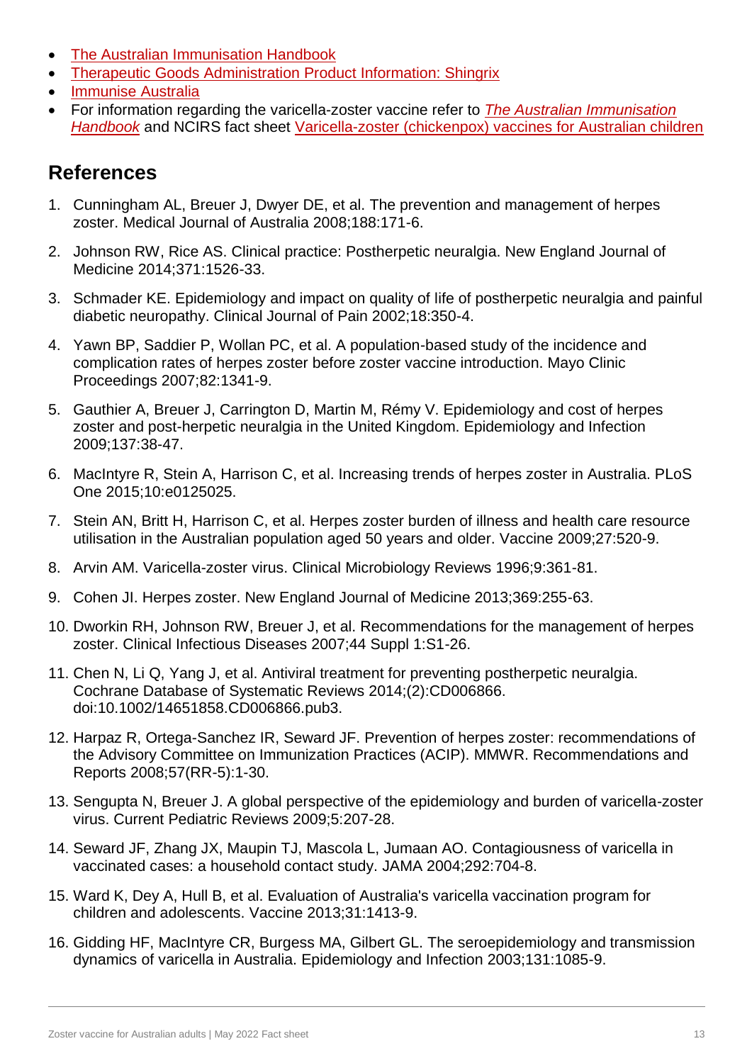- The Australian Immunisation Handbook
- Therapeutic Goods Administration Product Information: Shingrix
- Immunise Australia
- For information regarding the varicella-zoster vaccine refer to *The Australian Immunisation Handbook* and NCIRS fact sheet Varicella-zoster (chickenpox) vaccines for Australian children

## References

1. Cunningham AL, Breuer J, Dwyer DE, et al. The prevention and management of herpes zoster. Medical Journal of Australia 2008;188:171-6.
2. Johnson RW, Rice AS. Clinical practice: Postherpetic neuralgia. New England Journal of Medicine 2014;371:1526-33.
3. Schmader KE. Epidemiology and impact on quality of life of postherpetic neuralgia and painful diabetic neuropathy. Clinical Journal of Pain 2002;18:350-4.
4. Yawn BP, Saddier P, Wollan PC, et al. A population-based study of the incidence and complication rates of herpes zoster before zoster vaccine introduction. Mayo Clinic Proceedings 2007;82:1341-9.
5. Gauthier A, Breuer J, Carrington D, Martin M, Rémy V. Epidemiology and cost of herpes zoster and post-herpetic neuralgia in the United Kingdom. Epidemiology and Infection 2009;137:38-47.
6. MacIntyre R, Stein A, Harrison C, et al. Increasing trends of herpes zoster in Australia. PLoS One 2015;10:e0125025.
7. Stein AN, Britt H, Harrison C, et al. Herpes zoster burden of illness and health care resource utilisation in the Australian population aged 50 years and older. Vaccine 2009;27:520-9.
8. Arvin AM. Varicella-zoster virus. Clinical Microbiology Reviews 1996;9:361-81.
9. Cohen JI. Herpes zoster. New England Journal of Medicine 2013;369:255-63.
10. Dworkin RH, Johnson RW, Breuer J, et al. Recommendations for the management of herpes zoster. Clinical Infectious Diseases 2007;44 Suppl 1:S1-26.
11. Chen N, Li Q, Yang J, et al. Antiviral treatment for preventing postherpetic neuralgia. Cochrane Database of Systematic Reviews 2014;(2):CD006866. doi:10.1002/14651858.CD006866.pub3.
12. Harpaz R, Ortega-Sanchez IR, Seward JF. Prevention of herpes zoster: recommendations of the Advisory Committee on Immunization Practices (ACIP). MMWR. Recommendations and Reports 2008;57(RR-5):1-30.
13. Sengupta N, Breuer J. A global perspective of the epidemiology and burden of varicella-zoster virus. Current Pediatric Reviews 2009;5:207-28.
14. Seward JF, Zhang JX, Maupin TJ, Mascola L, Jumaan AO. Contagiousness of varicella in vaccinated cases: a household contact study. JAMA 2004;292:704-8.
15. Ward K, Dey A, Hull B, et al. Evaluation of Australia's varicella vaccination program for children and adolescents. Vaccine 2013;31:1413-9.
16. Gidding HF, MacIntyre CR, Burgess MA, Gilbert GL. The seroepidemiology and transmission dynamics of varicella in Australia. Epidemiology and Infection 2003;131:1085-9.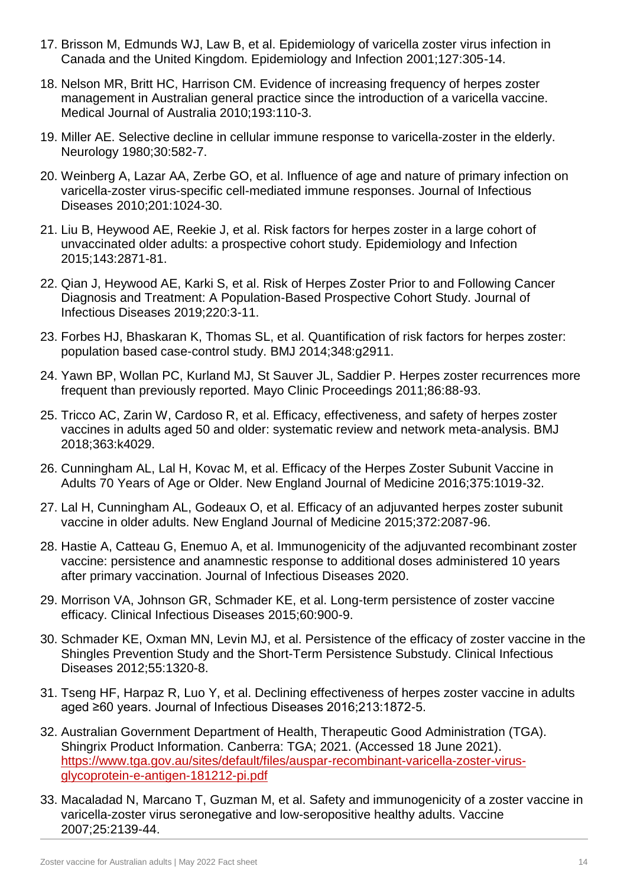17. Brisson M, Edmunds WJ, Law B, et al. Epidemiology of varicella zoster virus infection in Canada and the United Kingdom. Epidemiology and Infection 2001;127:305-14.
18. Nelson MR, Britt HC, Harrison CM. Evidence of increasing frequency of herpes zoster management in Australian general practice since the introduction of a varicella vaccine. Medical Journal of Australia 2010;193:110-3.
19. Miller AE. Selective decline in cellular immune response to varicella-zoster in the elderly. Neurology 1980;30:582-7.
20. Weinberg A, Lazar AA, Zerbe GO, et al. Influence of age and nature of primary infection on varicella-zoster virus-specific cell-mediated immune responses. Journal of Infectious Diseases 2010;201:1024-30.
21. Liu B, Heywood AE, Reekie J, et al. Risk factors for herpes zoster in a large cohort of unvaccinated older adults: a prospective cohort study. Epidemiology and Infection 2015;143:2871-81.
22. Qian J, Heywood AE, Karki S, et al. Risk of Herpes Zoster Prior to and Following Cancer Diagnosis and Treatment: A Population-Based Prospective Cohort Study. Journal of Infectious Diseases 2019;220:3-11.
23. Forbes HJ, Bhaskaran K, Thomas SL, et al. Quantification of risk factors for herpes zoster: population based case-control study. BMJ 2014;348:g2911.
24. Yawn BP, Wollan PC, Kurland MJ, St Sauver JL, Saddier P. Herpes zoster recurrences more frequent than previously reported. Mayo Clinic Proceedings 2011;86:88-93.
25. Tricco AC, Zarin W, Cardoso R, et al. Efficacy, effectiveness, and safety of herpes zoster vaccines in adults aged 50 and older: systematic review and network meta-analysis. BMJ 2018;363:k4029.
26. Cunningham AL, Lal H, Kovac M, et al. Efficacy of the Herpes Zoster Subunit Vaccine in Adults 70 Years of Age or Older. New England Journal of Medicine 2016;375:1019-32.
27. Lal H, Cunningham AL, Godeaux O, et al. Efficacy of an adjuvanted herpes zoster subunit vaccine in older adults. New England Journal of Medicine 2015;372:2087-96.
28. Hastie A, Catteau G, Enemuo A, et al. Immunogenicity of the adjuvanted recombinant zoster vaccine: persistence and anamnestic response to additional doses administered 10 years after primary vaccination. Journal of Infectious Diseases 2020.
29. Morrison VA, Johnson GR, Schmader KE, et al. Long-term persistence of zoster vaccine efficacy. Clinical Infectious Diseases 2015;60:900-9.
30. Schmader KE, Oxman MN, Levin MJ, et al. Persistence of the efficacy of zoster vaccine in the Shingles Prevention Study and the Short-Term Persistence Substudy. Clinical Infectious Diseases 2012;55:1320-8.
31. Tseng HF, Harpaz R, Luo Y, et al. Declining effectiveness of herpes zoster vaccine in adults aged ≥60 years. Journal of Infectious Diseases 2016;213:1872-5.
32. Australian Government Department of Health, Therapeutic Good Administration (TGA). Shingrix Product Information. Canberra: TGA; 2021. (Accessed 18 June 2021). [https://www.tga.gov.au/sites/default/files/auspar-recombinant-varicella-zoster-virus-glycoprotein-e-antigen-181212-pi.pdf](https://www.tga.gov.au/sites/default/files/auspar-recombinant-varicella-zoster-virus-glycoprotein-e-antigen-181212-pi.pdf)
33. Macaladad N, Marcano T, Guzman M, et al. Safety and immunogenicity of a zoster vaccine in varicella-zoster virus seronegative and low-seropositive healthy adults. Vaccine 2007;25:2139-44.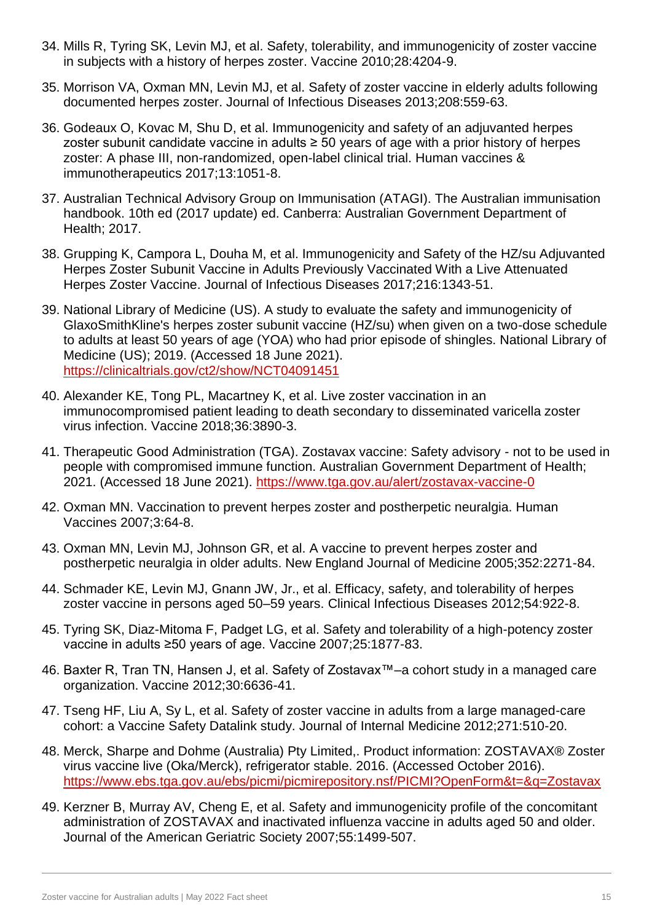34. Mills R, Tyring SK, Levin MJ, et al. Safety, tolerability, and immunogenicity of zoster vaccine in subjects with a history of herpes zoster. Vaccine 2010;28:4204-9.
35. Morrison VA, Oxman MN, Levin MJ, et al. Safety of zoster vaccine in elderly adults following documented herpes zoster. Journal of Infectious Diseases 2013;208:559-63.
36. Godeaux O, Kovac M, Shu D, et al. Immunogenicity and safety of an adjuvanted herpes zoster subunit candidate vaccine in adults ≥ 50 years of age with a prior history of herpes zoster: A phase III, non-randomized, open-label clinical trial. Human vaccines & immunotherapeutics 2017;13:1051-8.
37. Australian Technical Advisory Group on Immunisation (ATAGI). The Australian immunisation handbook. 10th ed (2017 update) ed. Canberra: Australian Government Department of Health; 2017.
38. Grupping K, Campora L, Douha M, et al. Immunogenicity and Safety of the HZ/su Adjuvanted Herpes Zoster Subunit Vaccine in Adults Previously Vaccinated With a Live Attenuated Herpes Zoster Vaccine. Journal of Infectious Diseases 2017;216:1343-51.
39. National Library of Medicine (US). A study to evaluate the safety and immunogenicity of GlaxoSmithKline's herpes zoster subunit vaccine (HZ/su) when given on a two-dose schedule to adults at least 50 years of age (YOA) who had prior episode of shingles. National Library of Medicine (US); 2019. (Accessed 18 June 2021). https://clinicaltrials.gov/ct2/show/NCT04091451
40. Alexander KE, Tong PL, Macartney K, et al. Live zoster vaccination in an immunocompromised patient leading to death secondary to disseminated varicella zoster virus infection. Vaccine 2018;36:3890-3.
41. Therapeutic Good Administration (TGA). Zostavax vaccine: Safety advisory - not to be used in people with compromised immune function. Australian Government Department of Health; 2021. (Accessed 18 June 2021). https://www.tga.gov.au/alert/zostavax-vaccine-0
42. Oxman MN. Vaccination to prevent herpes zoster and postherpetic neuralgia. Human Vaccines 2007;3:64-8.
43. Oxman MN, Levin MJ, Johnson GR, et al. A vaccine to prevent herpes zoster and postherpetic neuralgia in older adults. New England Journal of Medicine 2005;352:2271-84.
44. Schmader KE, Levin MJ, Gnann JW, Jr., et al. Efficacy, safety, and tolerability of herpes zoster vaccine in persons aged 50–59 years. Clinical Infectious Diseases 2012;54:922-8.
45. Tyring SK, Diaz-Mitoma F, Padget LG, et al. Safety and tolerability of a high-potency zoster vaccine in adults ≥50 years of age. Vaccine 2007;25:1877-83.
46. Baxter R, Tran TN, Hansen J, et al. Safety of Zostavax™–a cohort study in a managed care organization. Vaccine 2012;30:6636-41.
47. Tseng HF, Liu A, Sy L, et al. Safety of zoster vaccine in adults from a large managed-care cohort: a Vaccine Safety Datalink study. Journal of Internal Medicine 2012;271:510-20.
48. Merck, Sharpe and Dohme (Australia) Pty Limited,. Product information: ZOSTAVAX® Zoster virus vaccine live (Oka/Merck), refrigerator stable. 2016. (Accessed October 2016). https://www.ebs.tga.gov.au/ebs/picmi/picmirepository.nsf/PICMI?OpenForm&t=&q=Zostavax
49. Kerzner B, Murray AV, Cheng E, et al. Safety and immunogenicity profile of the concomitant administration of ZOSTAVAX and inactivated influenza vaccine in adults aged 50 and older. Journal of the American Geriatric Society 2007;55:1499-507.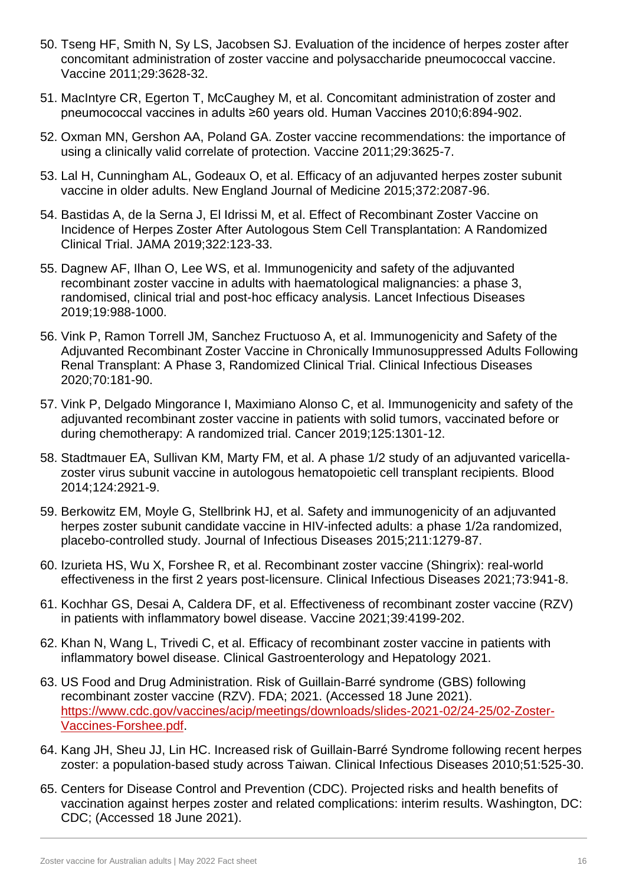50. Tseng HF, Smith N, Sy LS, Jacobsen SJ. Evaluation of the incidence of herpes zoster after concomitant administration of zoster vaccine and polysaccharide pneumococcal vaccine. Vaccine 2011;29:3628-32.
51. MacIntyre CR, Egerton T, McCaughey M, et al. Concomitant administration of zoster and pneumococcal vaccines in adults ≥60 years old. Human Vaccines 2010;6:894-902.
52. Oxman MN, Gershon AA, Poland GA. Zoster vaccine recommendations: the importance of using a clinically valid correlate of protection. Vaccine 2011;29:3625-7.
53. Lal H, Cunningham AL, Godeaux O, et al. Efficacy of an adjuvanted herpes zoster subunit vaccine in older adults. New England Journal of Medicine 2015;372:2087-96.
54. Bastidas A, de la Serna J, El Idrissi M, et al. Effect of Recombinant Zoster Vaccine on Incidence of Herpes Zoster After Autologous Stem Cell Transplantation: A Randomized Clinical Trial. JAMA 2019;322:123-33.
55. Dagnew AF, Ilhan O, Lee WS, et al. Immunogenicity and safety of the adjuvanted recombinant zoster vaccine in adults with haematological malignancies: a phase 3, randomised, clinical trial and post-hoc efficacy analysis. Lancet Infectious Diseases 2019;19:988-1000.
56. Vink P, Ramon Torrell JM, Sanchez Fructuoso A, et al. Immunogenicity and Safety of the Adjuvanted Recombinant Zoster Vaccine in Chronically Immunosuppressed Adults Following Renal Transplant: A Phase 3, Randomized Clinical Trial. Clinical Infectious Diseases 2020;70:181-90.
57. Vink P, Delgado Mingorance I, Maximiano Alonso C, et al. Immunogenicity and safety of the adjuvanted recombinant zoster vaccine in patients with solid tumors, vaccinated before or during chemotherapy: A randomized trial. Cancer 2019;125:1301-12.
58. Stadtmauer EA, Sullivan KM, Marty FM, et al. A phase 1/2 study of an adjuvanted varicella-zoster virus subunit vaccine in autologous hematopoietic cell transplant recipients. Blood 2014;124:2921-9.
59. Berkowitz EM, Moyle G, Stellbrink HJ, et al. Safety and immunogenicity of an adjuvanted herpes zoster subunit candidate vaccine in HIV-infected adults: a phase 1/2a randomized, placebo-controlled study. Journal of Infectious Diseases 2015;211:1279-87.
60. Izurieta HS, Wu X, Forshee R, et al. Recombinant zoster vaccine (Shingrix): real-world effectiveness in the first 2 years post-licensure. Clinical Infectious Diseases 2021;73:941-8.
61. Kochhar GS, Desai A, Caldera DF, et al. Effectiveness of recombinant zoster vaccine (RZV) in patients with inflammatory bowel disease. Vaccine 2021;39:4199-202.
62. Khan N, Wang L, Trivedi C, et al. Efficacy of recombinant zoster vaccine in patients with inflammatory bowel disease. Clinical Gastroenterology and Hepatology 2021.
63. US Food and Drug Administration. Risk of Guillain-Barré syndrome (GBS) following recombinant zoster vaccine (RZV). FDA; 2021. (Accessed 18 June 2021). [https://www.cdc.gov/vaccines/acip/meetings/downloads/slides-2021-02/24-25/02-Zoster-Vaccines-Forshee.pdf](https://www.cdc.gov/vaccines/acip/meetings/downloads/slides-2021-02/24-25/02-Zoster-Vaccines-Forshee.pdf).
64. Kang JH, Sheu JJ, Lin HC. Increased risk of Guillain-Barré Syndrome following recent herpes zoster: a population-based study across Taiwan. Clinical Infectious Diseases 2010;51:525-30.
65. Centers for Disease Control and Prevention (CDC). Projected risks and health benefits of vaccination against herpes zoster and related complications: interim results. Washington, DC: CDC; (Accessed 18 June 2021).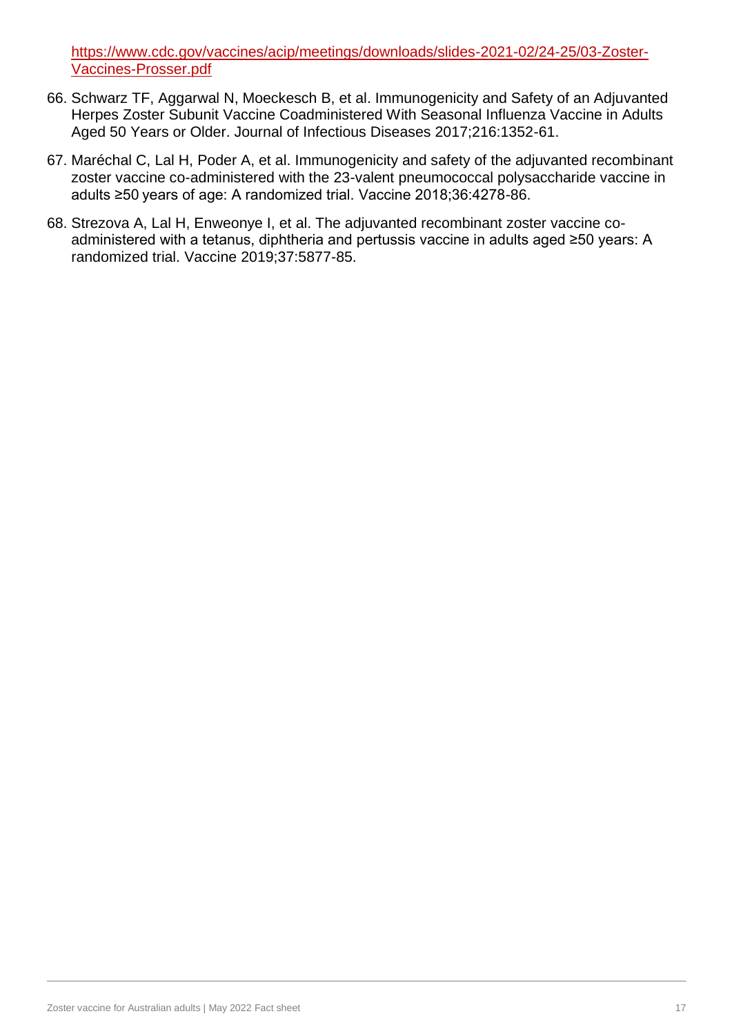https://www.cdc.gov/vaccines/acip/meetings/downloads/slides-2021-02/24-25/03-Zoster-Vaccines-Prosser.pdf

66. Schwarz TF, Aggarwal N, Moeckesch B, et al. Immunogenicity and Safety of an Adjuvanted Herpes Zoster Subunit Vaccine Coadministered With Seasonal Influenza Vaccine in Adults Aged 50 Years or Older. Journal of Infectious Diseases 2017;216:1352-61.
67. Maréchal C, Lal H, Poder A, et al. Immunogenicity and safety of the adjuvanted recombinant zoster vaccine co-administered with the 23-valent pneumococcal polysaccharide vaccine in adults ≥50 years of age: A randomized trial. Vaccine 2018;36:4278-86.
68. Strezova A, Lal H, Enweonye I, et al. The adjuvanted recombinant zoster vaccine co-administered with a tetanus, diphtheria and pertussis vaccine in adults aged ≥50 years: A randomized trial. Vaccine 2019;37:5877-85.